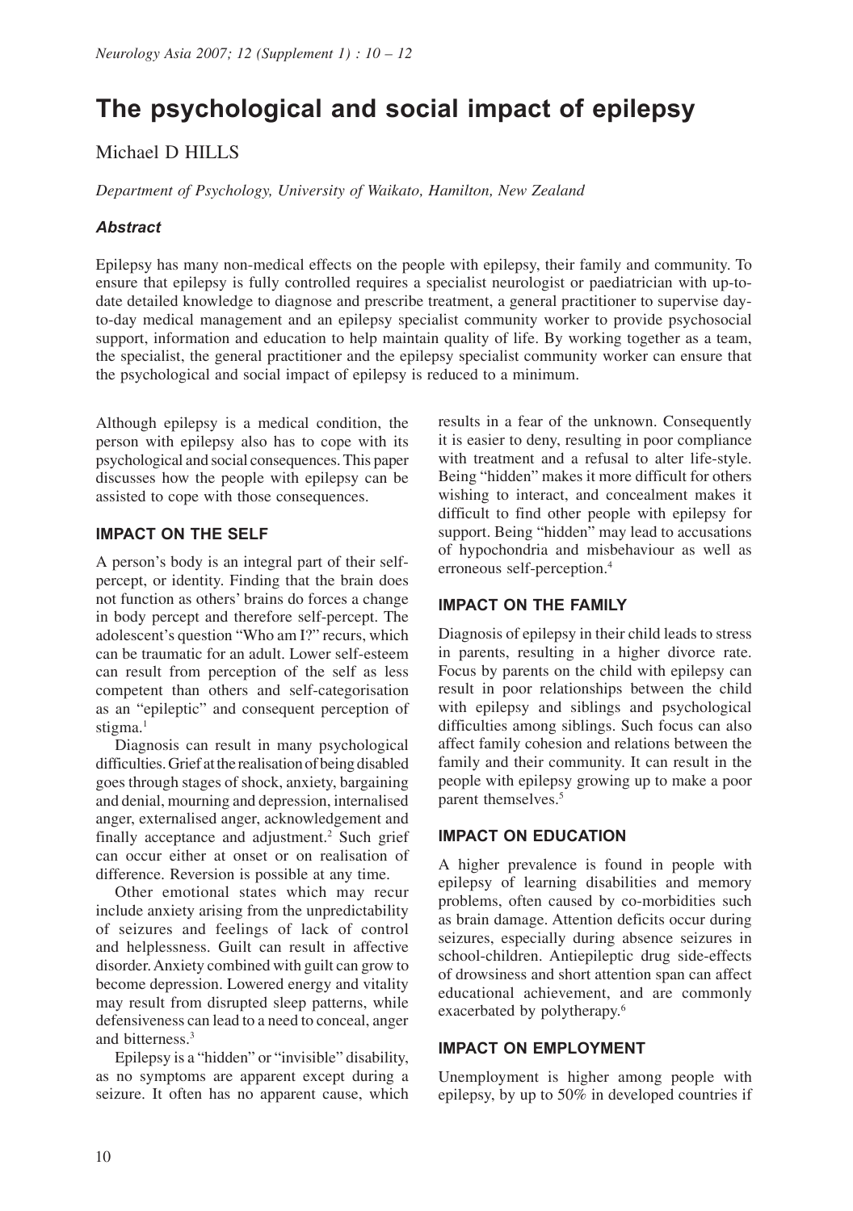# The psychological and social impact of epilepsy

Michael D HILLS

*Department of Psychology, University of Waikato, Hamilton, New Zealand*

### *Abstract*

Epilepsy has many non-medical effects on the people with epilepsy, their family and community. To ensure that epilepsy is fully controlled requires a specialist neurologist or paediatrician with up-to-date detailed knowledge to diagnose and prescribe treatment, a general practitioner to supervise day-to-day medical management and an epilepsy specialist community worker to provide psychosocial support, information and education to help maintain quality of life. By working together as a team, the specialist, the general practitioner and the epilepsy specialist community worker can ensure that the psychological and social impact of epilepsy is reduced to a minimum.

Although epilepsy is a medical condition, the person with epilepsy also has to cope with its psychological and social consequences. This paper discusses how the people with epilepsy can be assisted to cope with those consequences.

## IMPACT ON THE SELF

A person's body is an integral part of their self-percept, or identity. Finding that the brain does not function as others' brains do forces a change in body percept and therefore self-percept. The adolescent's question "Who am I?" recurs, which can be traumatic for an adult. Lower self-esteem can result from perception of the self as less competent than others and self-categorisation as an "epileptic" and consequent perception of stigma.[1]

Diagnosis can result in many psychological difficulties. Grief at the realisation of being disabled goes through stages of shock, anxiety, bargaining and denial, mourning and depression, internalised anger, externalised anger, acknowledgement and finally acceptance and adjustment.[2] Such grief can occur either at onset or on realisation of difference. Reversion is possible at any time.

Other emotional states which may recur include anxiety arising from the unpredictability of seizures and feelings of lack of control and helplessness. Guilt can result in affective disorder. Anxiety combined with guilt can grow to become depression. Lowered energy and vitality may result from disrupted sleep patterns, while defensiveness can lead to a need to conceal, anger and bitterness.[3]

Epilepsy is a "hidden" or "invisible" disability, as no symptoms are apparent except during a seizure. It often has no apparent cause, which results in a fear of the unknown. Consequently it is easier to deny, resulting in poor compliance with treatment and a refusal to alter life-style. Being "hidden" makes it more difficult for others wishing to interact, and concealment makes it difficult to find other people with epilepsy for support. Being "hidden" may lead to accusations of hypochondria and misbehaviour as well as erroneous self-perception.[4]

## IMPACT ON THE FAMILY

Diagnosis of epilepsy in their child leads to stress in parents, resulting in a higher divorce rate. Focus by parents on the child with epilepsy can result in poor relationships between the child with epilepsy and siblings and psychological difficulties among siblings. Such focus can also affect family cohesion and relations between the family and their community. It can result in the people with epilepsy growing up to make a poor parent themselves.[5]

## IMPACT ON EDUCATION

A higher prevalence is found in people with epilepsy of learning disabilities and memory problems, often caused by co-morbidities such as brain damage. Attention deficits occur during seizures, especially during absence seizures in school-children. Antiepileptic drug side-effects of drowsiness and short attention span can affect educational achievement, and are commonly exacerbated by polytherapy.[6]

## IMPACT ON EMPLOYMENT

Unemployment is higher among people with epilepsy, by up to 50% in developed countries if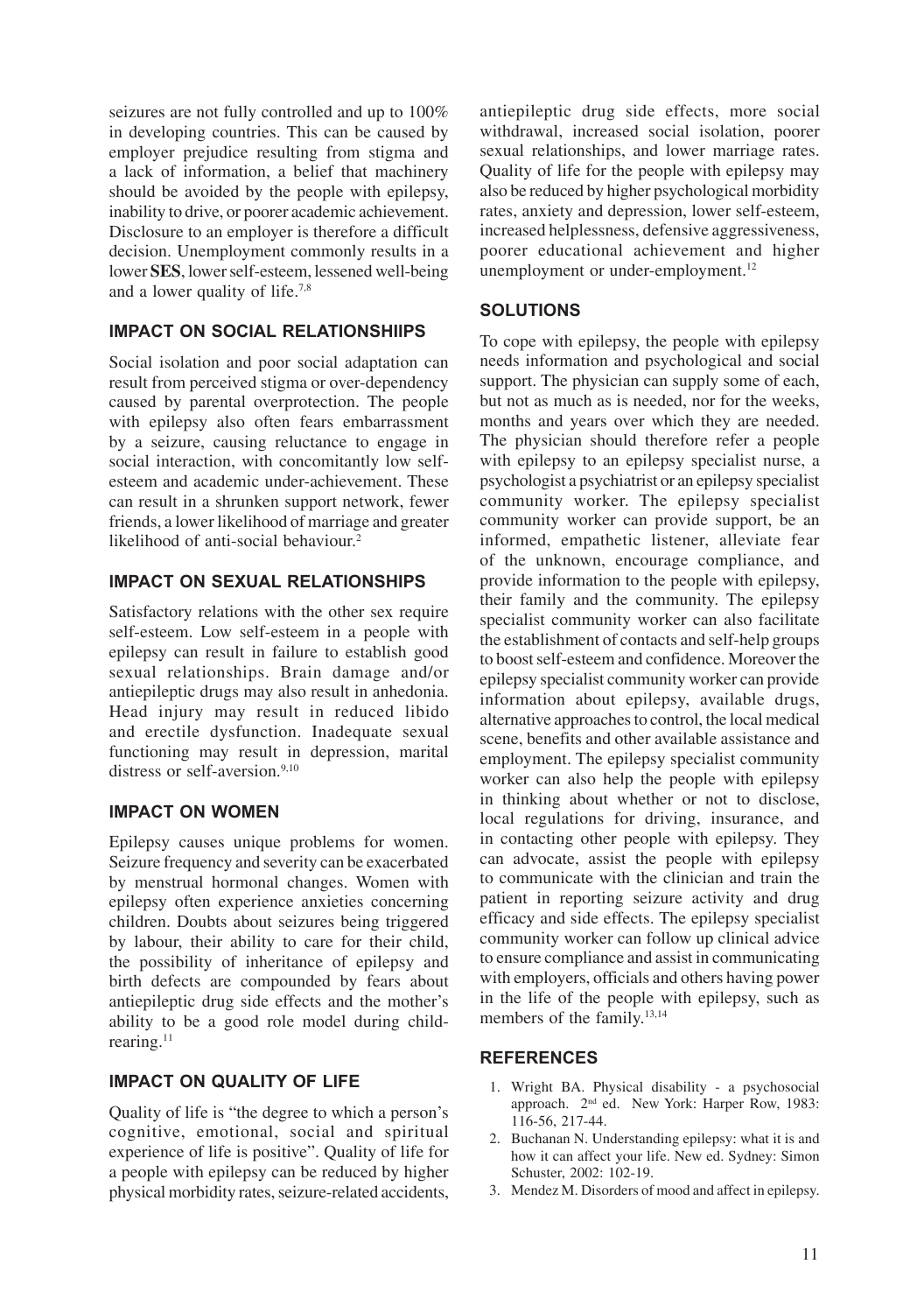seizures are not fully controlled and up to 100% in developing countries. This can be caused by employer prejudice resulting from stigma and a lack of information, a belief that machinery should be avoided by the people with epilepsy, inability to drive, or poorer academic achievement. Disclosure to an employer is therefore a difficult decision. Unemployment commonly results in a lower **SES**, lower self-esteem, lessened well-being and a lower quality of life.[7,8]

## IMPACT ON SOCIAL RELATIONSHIIPS

Social isolation and poor social adaptation can result from perceived stigma or over-dependency caused by parental overprotection. The people with epilepsy also often fears embarrassment by a seizure, causing reluctance to engage in social interaction, with concomitantly low self-esteem and academic under-achievement. These can result in a shrunken support network, fewer friends, a lower likelihood of marriage and greater likelihood of anti-social behaviour.[2]

## IMPACT ON SEXUAL RELATIONSHIPS

Satisfactory relations with the other sex require self-esteem. Low self-esteem in a people with epilepsy can result in failure to establish good sexual relationships. Brain damage and/or antiepileptic drugs may also result in anhedonia. Head injury may result in reduced libido and erectile dysfunction. Inadequate sexual functioning may result in depression, marital distress or self-aversion.[9,10]

## IMPACT ON WOMEN

Epilepsy causes unique problems for women. Seizure frequency and severity can be exacerbated by menstrual hormonal changes. Women with epilepsy often experience anxieties concerning children. Doubts about seizures being triggered by labour, their ability to care for their child, the possibility of inheritance of epilepsy and birth defects are compounded by fears about antiepileptic drug side effects and the mother's ability to be a good role model during child-rearing.[11]

## IMPACT ON QUALITY OF LIFE

Quality of life is "the degree to which a person's cognitive, emotional, social and spiritual experience of life is positive". Quality of life for a people with epilepsy can be reduced by higher physical morbidity rates, seizure-related accidents, antiepileptic drug side effects, more social withdrawal, increased social isolation, poorer sexual relationships, and lower marriage rates. Quality of life for the people with epilepsy may also be reduced by higher psychological morbidity rates, anxiety and depression, lower self-esteem, increased helplessness, defensive aggressiveness, poorer educational achievement and higher unemployment or under-employment.[12]

## SOLUTIONS

To cope with epilepsy, the people with epilepsy needs information and psychological and social support. The physician can supply some of each, but not as much as is needed, nor for the weeks, months and years over which they are needed. The physician should therefore refer a people with epilepsy to an epilepsy specialist nurse, a psychologist a psychiatrist or an epilepsy specialist community worker. The epilepsy specialist community worker can provide support, be an informed, empathetic listener, alleviate fear of the unknown, encourage compliance, and provide information to the people with epilepsy, their family and the community. The epilepsy specialist community worker can also facilitate the establishment of contacts and self-help groups to boost self-esteem and confidence. Moreover the epilepsy specialist community worker can provide information about epilepsy, available drugs, alternative approaches to control, the local medical scene, benefits and other available assistance and employment. The epilepsy specialist community worker can also help the people with epilepsy in thinking about whether or not to disclose, local regulations for driving, insurance, and in contacting other people with epilepsy. They can advocate, assist the people with epilepsy to communicate with the clinician and train the patient in reporting seizure activity and drug efficacy and side effects. The epilepsy specialist community worker can follow up clinical advice to ensure compliance and assist in communicating with employers, officials and others having power in the life of the people with epilepsy, such as members of the family.[13,14]

## REFERENCES

1. Wright BA. Physical disability - a psychosocial approach. 2nd ed. New York: Harper Row, 1983: 116-56, 217-44.
2. Buchanan N. Understanding epilepsy: what it is and how it can affect your life. New ed. Sydney: Simon Schuster, 2002: 102-19.
3. Mendez M. Disorders of mood and affect in epilepsy.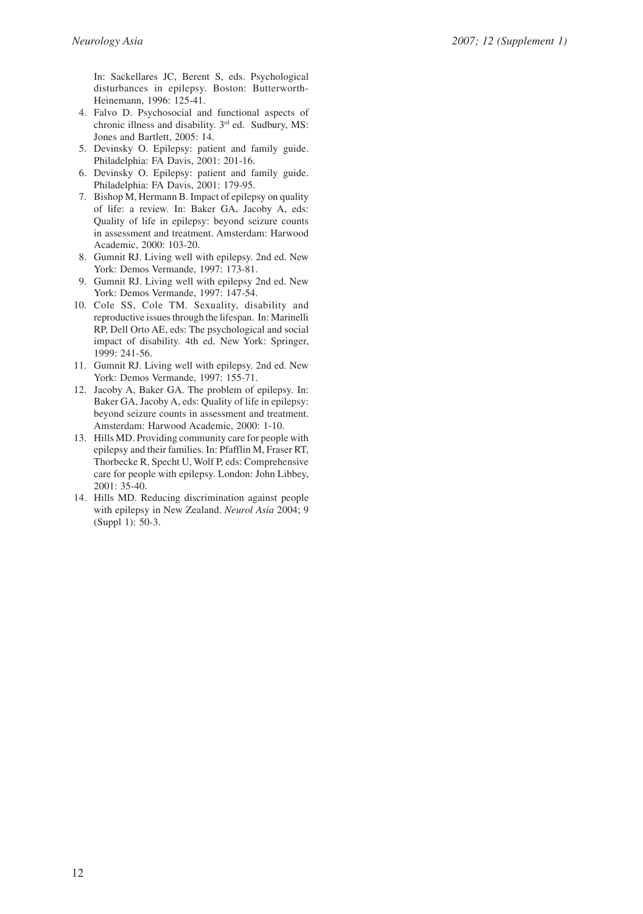In: Sackellares JC, Berent S, eds. Psychological disturbances in epilepsy. Boston: Butterworth-Heinemann, 1996: 125-41.

4. Falvo D. Psychosocial and functional aspects of chronic illness and disability. 3rd ed. Sudbury, MS: Jones and Bartlett, 2005: 14.
5. Devinsky O. Epilepsy: patient and family guide. Philadelphia: FA Davis, 2001: 201-16.
6. Devinsky O. Epilepsy: patient and family guide. Philadelphia: FA Davis, 2001: 179-95.
7. Bishop M, Hermann B. Impact of epilepsy on quality of life: a review. In: Baker GA, Jacoby A, eds: Quality of life in epilepsy: beyond seizure counts in assessment and treatment. Amsterdam: Harwood Academic, 2000: 103-20.
8. Gumnit RJ. Living well with epilepsy. 2nd ed. New York: Demos Vermande, 1997: 173-81.
9. Gumnit RJ. Living well with epilepsy 2nd ed. New York: Demos Vermande, 1997: 147-54.
10. Cole SS, Cole TM. Sexuality, disability and reproductive issues through the lifespan. In: Marinelli RP, Dell Orto AE, eds: The psychological and social impact of disability. 4th ed. New York: Springer, 1999: 241-56.
11. Gumnit RJ. Living well with epilepsy. 2nd ed. New York: Demos Vermande, 1997: 155-71.
12. Jacoby A, Baker GA. The problem of epilepsy. In: Baker GA, Jacoby A, eds: Quality of life in epilepsy: beyond seizure counts in assessment and treatment. Amsterdam: Harwood Academic, 2000: 1-10.
13. Hills MD. Providing community care for people with epilepsy and their families. In: Pfafflin M, Fraser RT, Thorbecke R, Specht U, Wolf P, eds: Comprehensive care for people with epilepsy. London: John Libbey, 2001: 35-40.
14. Hills MD. Reducing discrimination against people with epilepsy in New Zealand. *Neurol Asia* 2004; 9 (Suppl 1): 50-3.